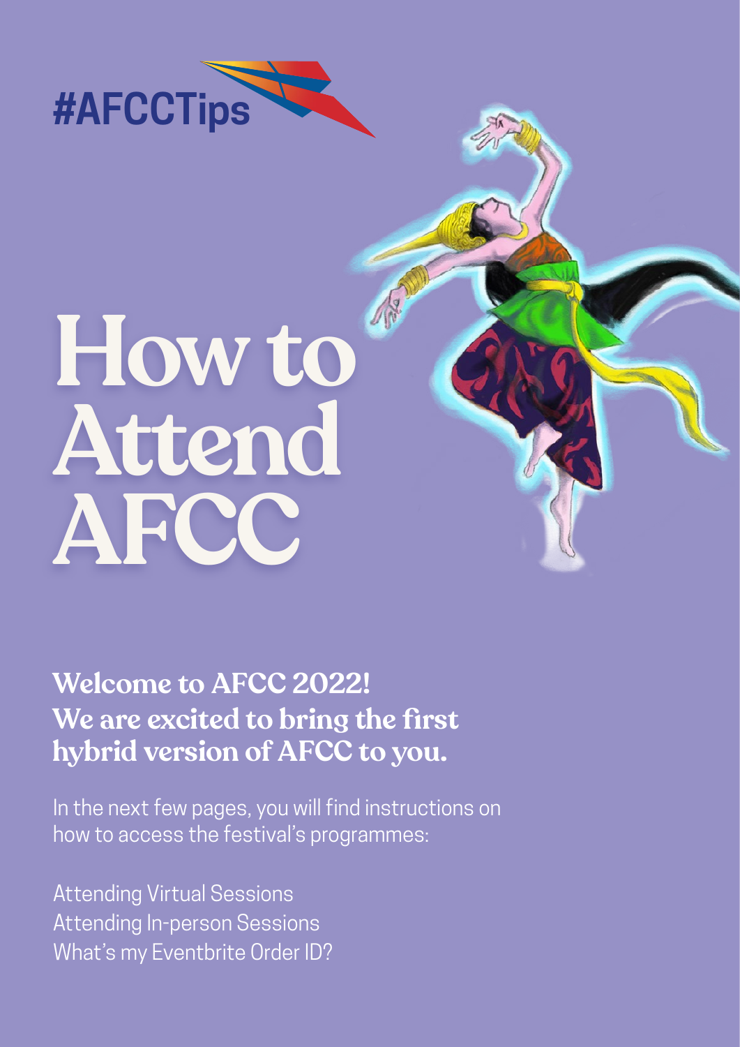#AFCCTips

# How to Attend AFCC

**Welcome to AFCC 2022!**
**We are excited to bring the first hybrid version of AFCC to you.**

In the next few pages, you will find instructions on how to access the festival's programmes:

Attending Virtual Sessions
Attending In-person Sessions
What's my Eventbrite Order ID?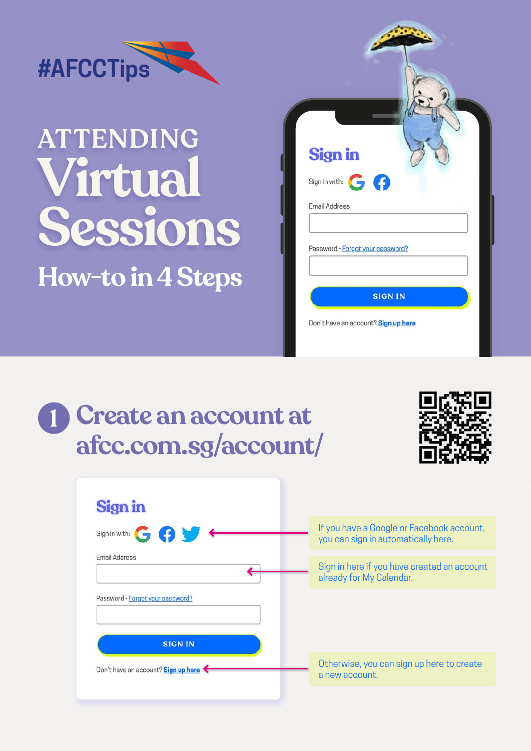#AFCCTips

# ATTENDING Virtual Sessions

## How-to in 4 Steps

Sign in

Sign in with:

Email Address

Password - Forgot your password?

SIGN IN

Don't have an account? Sign up here

## 1 Create an account at afcc.com.sg/account/

Sign in

Sign in with:

Email Address

Password - Forgot your password?

SIGN IN

Don't have an account? Sign up here

If you have a Google or Facebook account, you can sign in automatically here.

Sign in here if you have created an account already for My Calendar.

Otherwise, you can sign up here to create a new account.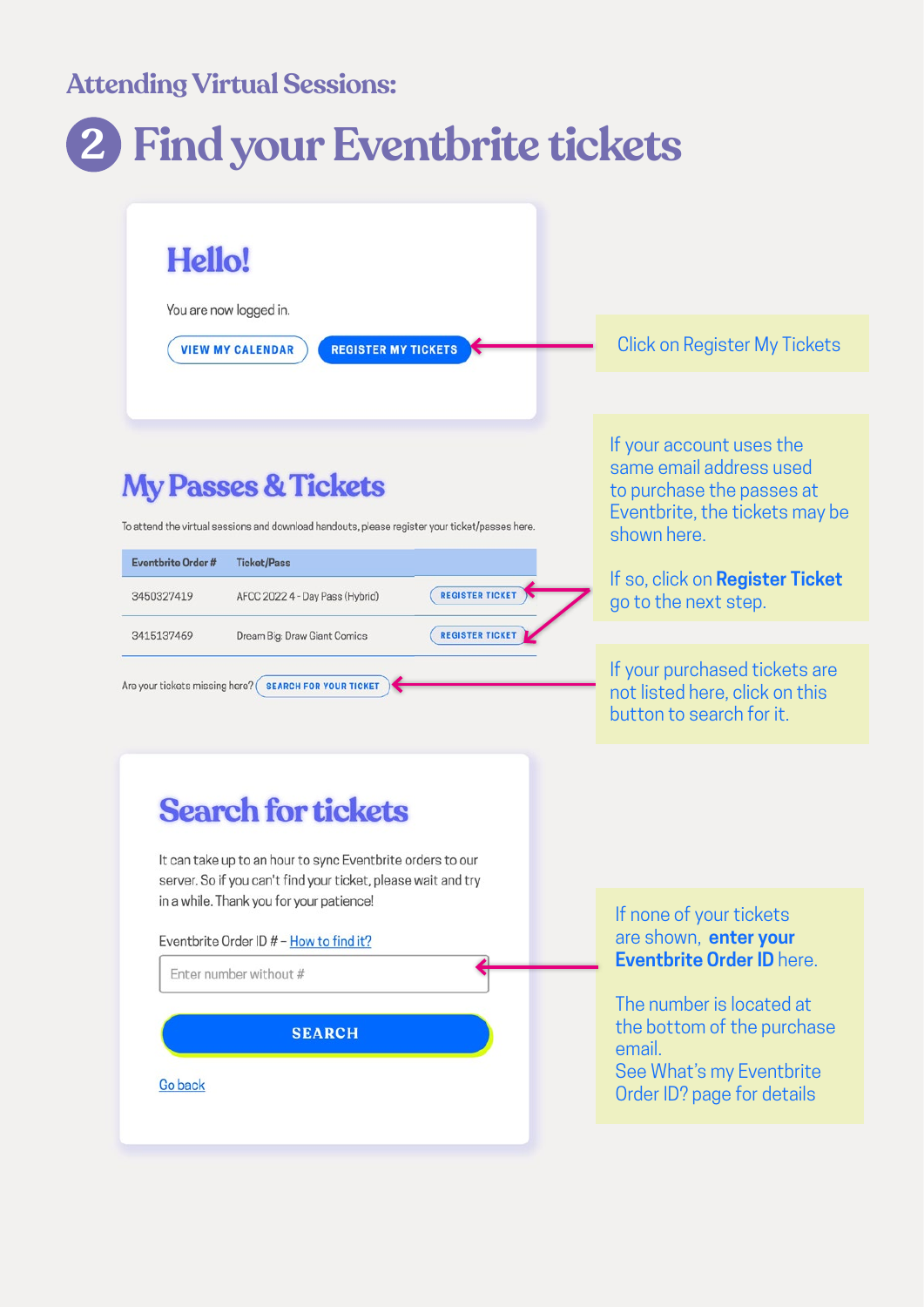## Attending Virtual Sessions:

# 2 Find your Eventbrite tickets

## Hello!

You are now logged in.

VIEW MY CALENDAR | REGISTER MY TICKETS

Click on Register My Tickets

## My Passes & Tickets

To attend the virtual sessions and download handouts, please register your ticket/passes here.

| Eventbrite Order # | Ticket/Pass | |
|---|---|---|
| 3450327419 | AFCC 2022 4 - Day Pass (Hybrid) | REGISTER TICKET |
| 3415137469 | Dream Big: Draw Giant Comics | REGISTER TICKET |

Are your tickets missing here? SEARCH FOR YOUR TICKET

If your account uses the same email address used to purchase the passes at Eventbrite, the tickets may be shown here.

If so, click on **Register Ticket** go to the next step.

If your purchased tickets are not listed here, click on this button to search for it.

## Search for tickets

It can take up to an hour to sync Eventbrite orders to our server. So if you can't find your ticket, please wait and try in a while. Thank you for your patience!

Eventbrite Order ID # – How to find it?

Enter number without #

SEARCH

Go back

If none of your tickets are shown, **enter your Eventbrite Order ID** here.

The number is located at the bottom of the purchase email.
See What's my Eventbrite Order ID? page for details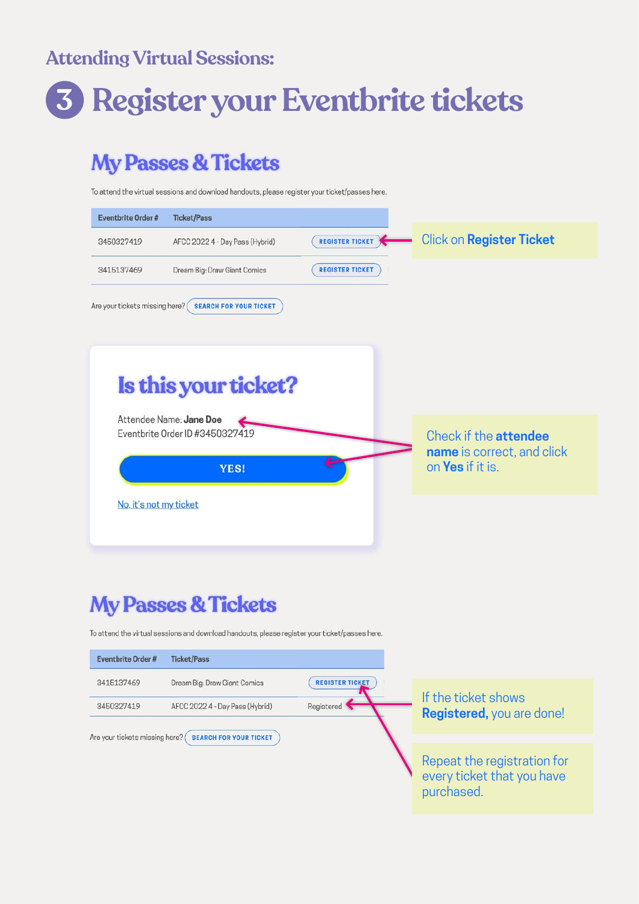### Attending Virtual Sessions:

# 3 Register your Eventbrite tickets

## My Passes & Tickets

To attend the virtual sessions and download handouts, please register your ticket/passes here.

| Eventbrite Order # | Ticket/Pass | |
|---|---|---|
| 3450327419 | AFCC 2022 4 - Day Pass (Hybrid) | REGISTER TICKET |
| 3415137469 | Dream Big: Draw Giant Comics | REGISTER TICKET |

Are your tickets missing here? SEARCH FOR YOUR TICKET

Click on **Register Ticket**

## Is this your ticket?

Attendee Name: **Jane Doe**
Eventbrite Order ID #3450327419

YES!

No, it's not my ticket

Check if the **attendee name** is correct, and click on **Yes** if it is.

## My Passes & Tickets

To attend the virtual sessions and download handouts, please register your ticket/passes here.

| Eventbrite Order # | Ticket/Pass | |
|---|---|---|
| 3415137469 | Dream Big: Draw Giant Comics | REGISTER TICKET |
| 3450327419 | AFCC 2022 4 - Day Pass (Hybrid) | Registered |

Are your tickets missing here? SEARCH FOR YOUR TICKET

If the ticket shows **Registered,** you are done!

Repeat the registration for every ticket that you have purchased.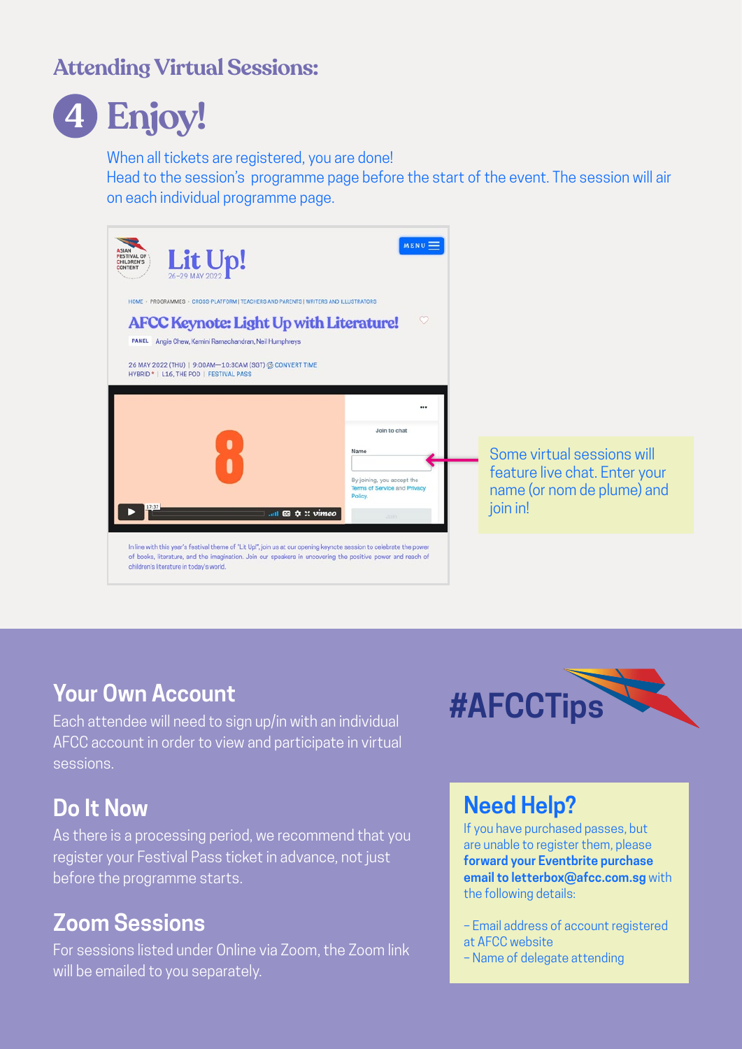## Attending Virtual Sessions:

# 4 Enjoy!

When all tickets are registered, you are done!
Head to the session's programme page before the start of the event. The session will air on each individual programme page.

Some virtual sessions will feature live chat. Enter your name (or nom de plume) and join in!

## #AFCCTips

### Your Own Account

Each attendee will need to sign up/in with an individual AFCC account in order to view and participate in virtual sessions.

### Do It Now

As there is a processing period, we recommend that you register your Festival Pass ticket in advance, not just before the programme starts.

### Zoom Sessions

For sessions listed under Online via Zoom, the Zoom link will be emailed to you separately.

### Need Help?

If you have purchased passes, but are unable to register them, please **forward your Eventbrite purchase email to letterbox@afcc.com.sg** with the following details:

- Email address of account registered at AFCC website
- Name of delegate attending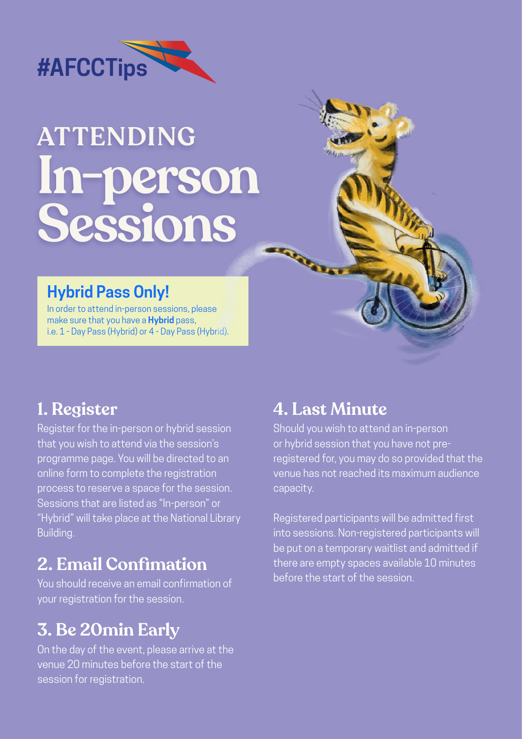#AFCCTips

# ATTENDING In-person Sessions

## Hybrid Pass Only!

In order to attend in-person sessions, please make sure that you have a **Hybrid** pass, i.e. 1 - Day Pass (Hybrid) or 4 - Day Pass (Hybrid).

## 1. Register

Register for the in-person or hybrid session that you wish to attend via the session's programme page. You will be directed to an online form to complete the registration process to reserve a space for the session. Sessions that are listed as "In-person" or "Hybrid" will take place at the National Library Building.

## 2. Email Confimation

You should receive an email confirmation of your registration for the session.

## 3. Be 20min Early

On the day of the event, please arrive at the venue 20 minutes before the start of the session for registration.

## 4. Last Minute

Should you wish to attend an in-person or hybrid session that you have not pre-registered for, you may do so provided that the venue has not reached its maximum audience capacity.

Registered participants will be admitted first into sessions. Non-registered participants will be put on a temporary waitlist and admitted if there are empty spaces available 10 minutes before the start of the session.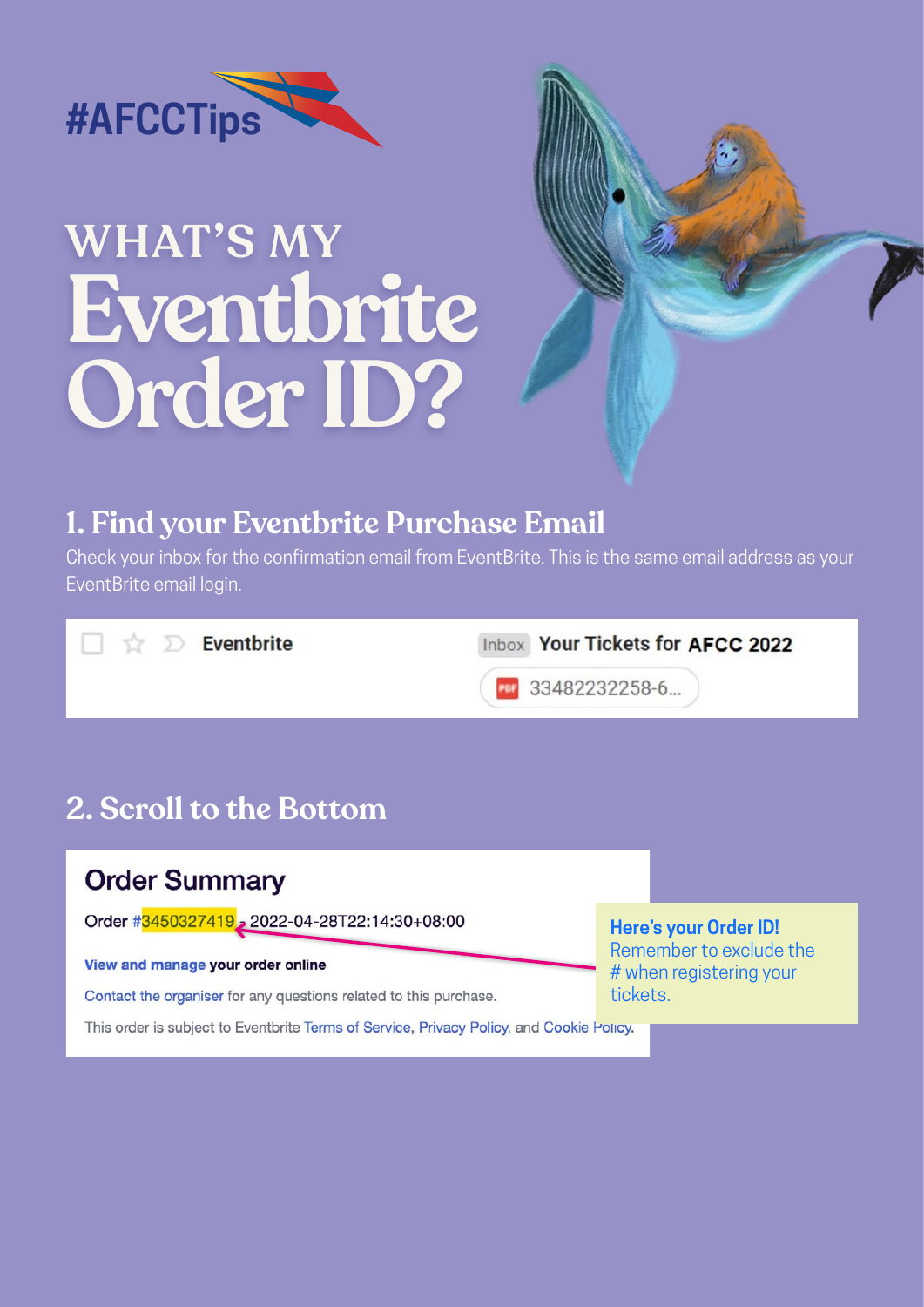#AFCCTips

# WHAT'S MY Eventbrite Order ID?

## 1. Find your Eventbrite Purchase Email

Check your inbox for the confirmation email from EventBrite. This is the same email address as your EventBrite email login.

Eventbrite

Inbox Your Tickets for **AFCC 2022**

33482232258-6...

## 2. Scroll to the Bottom

**Order Summary**

Order #3450327419 - 2022-04-28T22:14:30+08:00

**View and manage your order online**

Contact the organiser for any questions related to this purchase.

This order is subject to Eventbrite Terms of Service, Privacy Policy, and Cookie Policy.

**Here's your Order ID!**
Remember to exclude the # when registering your tickets.